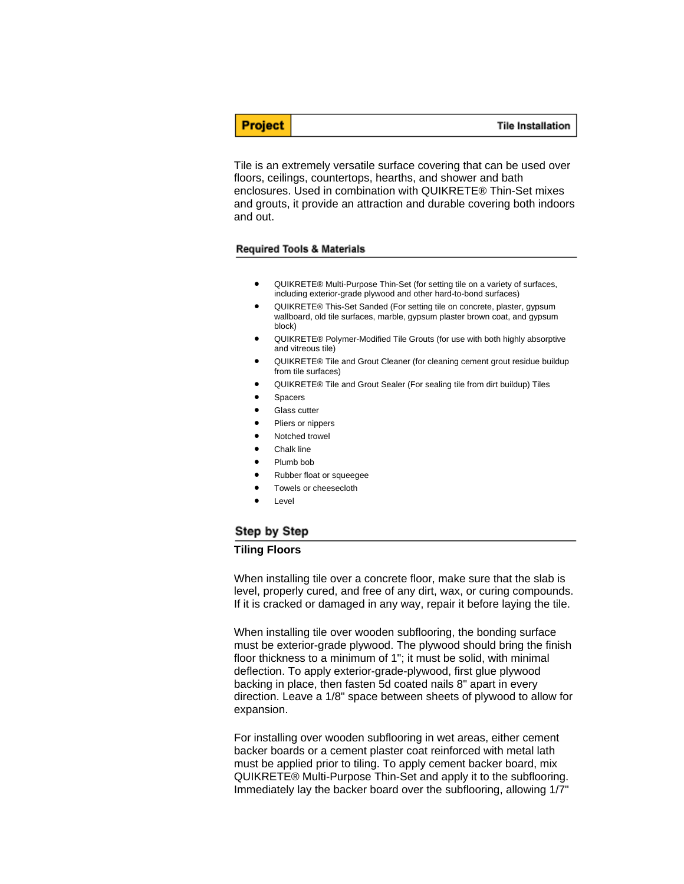**Project** | **Tile Installation**

Tile is an extremely versatile surface covering that can be used over floors, ceilings, countertops, hearths, and shower and bath enclosures. Used in combination with QUIKRETE® Thin-Set mixes and grouts, it provide an attraction and durable covering both indoors and out.

## Required Tools & Materials

- QUIKRETE® Multi-Purpose Thin-Set (for setting tile on a variety of surfaces, including exterior-grade plywood and other hard-to-bond surfaces)
- QUIKRETE® This-Set Sanded (For setting tile on concrete, plaster, gypsum wallboard, old tile surfaces, marble, gypsum plaster brown coat, and gypsum block)
- QUIKRETE® Polymer-Modified Tile Grouts (for use with both highly absorptive and vitreous tile)
- QUIKRETE® Tile and Grout Cleaner (for cleaning cement grout residue buildup from tile surfaces)
- QUIKRETE® Tile and Grout Sealer (For sealing tile from dirt buildup) Tiles
- Spacers
- Glass cutter
- Pliers or nippers
- Notched trowel
- Chalk line
- Plumb bob
- Rubber float or squeegee
- Towels or cheesecloth
- Level

## Step by Step

### Tiling Floors

When installing tile over a concrete floor, make sure that the slab is level, properly cured, and free of any dirt, wax, or curing compounds. If it is cracked or damaged in any way, repair it before laying the tile.

When installing tile over wooden subflooring, the bonding surface must be exterior-grade plywood. The plywood should bring the finish floor thickness to a minimum of 1"; it must be solid, with minimal deflection. To apply exterior-grade-plywood, first glue plywood backing in place, then fasten 5d coated nails 8" apart in every direction. Leave a 1/8" space between sheets of plywood to allow for expansion.

For installing over wooden subflooring in wet areas, either cement backer boards or a cement plaster coat reinforced with metal lath must be applied prior to tiling. To apply cement backer board, mix QUIKRETE® Multi-Purpose Thin-Set and apply it to the subflooring. Immediately lay the backer board over the subflooring, allowing 1/7"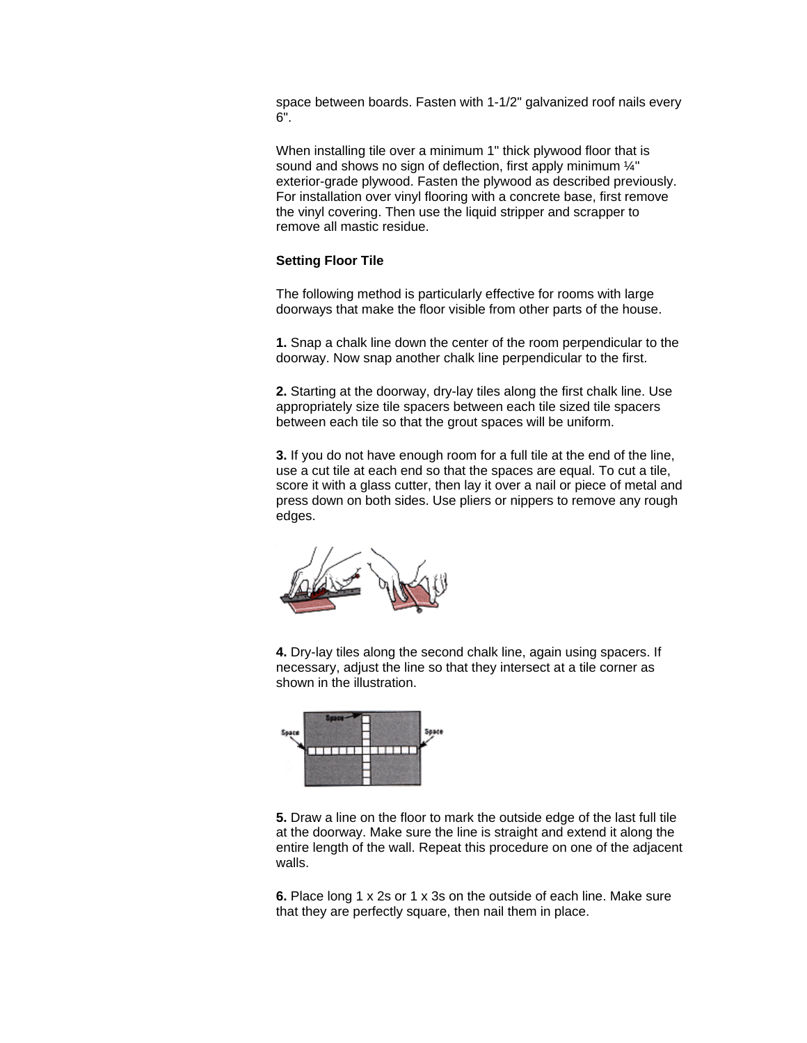space between boards. Fasten with 1-1/2" galvanized roof nails every 6".

When installing tile over a minimum 1" thick plywood floor that is sound and shows no sign of deflection, first apply minimum ¼" exterior-grade plywood. Fasten the plywood as described previously. For installation over vinyl flooring with a concrete base, first remove the vinyl covering. Then use the liquid stripper and scrapper to remove all mastic residue.

**Setting Floor Tile**

The following method is particularly effective for rooms with large doorways that make the floor visible from other parts of the house.

**1.** Snap a chalk line down the center of the room perpendicular to the doorway. Now snap another chalk line perpendicular to the first.

**2.** Starting at the doorway, dry-lay tiles along the first chalk line. Use appropriately size tile spacers between each tile sized tile spacers between each tile so that the grout spaces will be uniform.

**3.** If you do not have enough room for a full tile at the end of the line, use a cut tile at each end so that the spaces are equal. To cut a tile, score it with a glass cutter, then lay it over a nail or piece of metal and press down on both sides. Use pliers or nippers to remove any rough edges.

**4.** Dry-lay tiles along the second chalk line, again using spacers. If necessary, adjust the line so that they intersect at a tile corner as shown in the illustration.

**5.** Draw a line on the floor to mark the outside edge of the last full tile at the doorway. Make sure the line is straight and extend it along the entire length of the wall. Repeat this procedure on one of the adjacent walls.

**6.** Place long 1 x 2s or 1 x 3s on the outside of each line. Make sure that they are perfectly square, then nail them in place.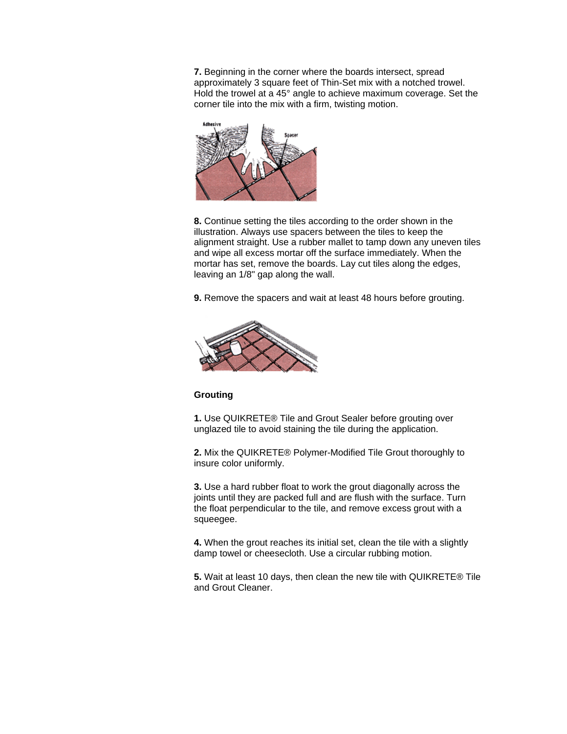**7.** Beginning in the corner where the boards intersect, spread approximately 3 square feet of Thin-Set mix with a notched trowel. Hold the trowel at a 45° angle to achieve maximum coverage. Set the corner tile into the mix with a firm, twisting motion.

**8.** Continue setting the tiles according to the order shown in the illustration. Always use spacers between the tiles to keep the alignment straight. Use a rubber mallet to tamp down any uneven tiles and wipe all excess mortar off the surface immediately. When the mortar has set, remove the boards. Lay cut tiles along the edges, leaving an 1/8" gap along the wall.

**9.** Remove the spacers and wait at least 48 hours before grouting.

**Grouting**

**1.** Use QUIKRETE® Tile and Grout Sealer before grouting over unglazed tile to avoid staining the tile during the application.

**2.** Mix the QUIKRETE® Polymer-Modified Tile Grout thoroughly to insure color uniformly.

**3.** Use a hard rubber float to work the grout diagonally across the joints until they are packed full and are flush with the surface. Turn the float perpendicular to the tile, and remove excess grout with a squeegee.

**4.** When the grout reaches its initial set, clean the tile with a slightly damp towel or cheesecloth. Use a circular rubbing motion.

**5.** Wait at least 10 days, then clean the new tile with QUIKRETE® Tile and Grout Cleaner.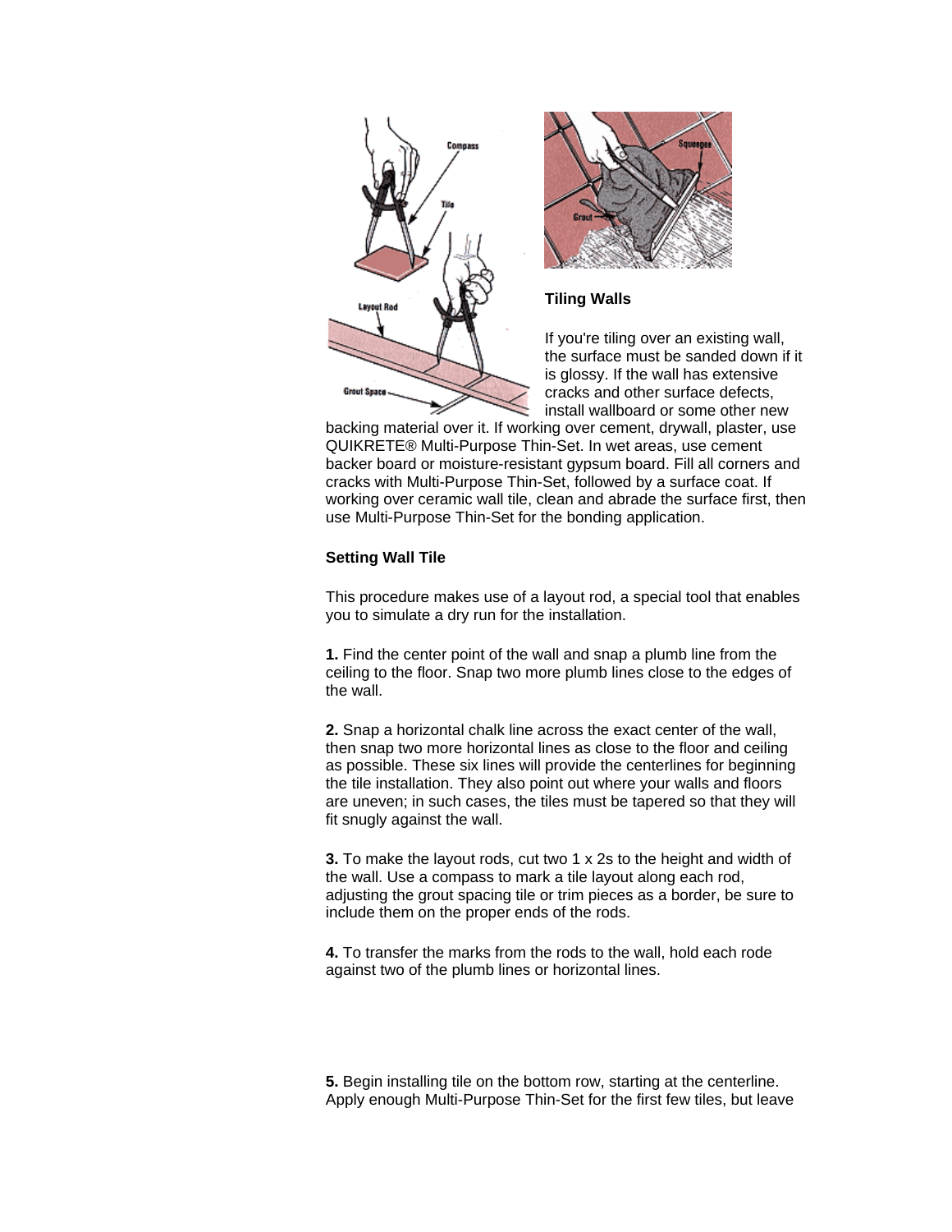### Tiling Walls

If you're tiling over an existing wall, the surface must be sanded down if it is glossy. If the wall has extensive cracks and other surface defects, install wallboard or some other new backing material over it. If working over cement, drywall, plaster, use QUIKRETE® Multi-Purpose Thin-Set. In wet areas, use cement backer board or moisture-resistant gypsum board. Fill all corners and cracks with Multi-Purpose Thin-Set, followed by a surface coat. If working over ceramic wall tile, clean and abrade the surface first, then use Multi-Purpose Thin-Set for the bonding application.

### Setting Wall Tile

This procedure makes use of a layout rod, a special tool that enables you to simulate a dry run for the installation.

**1.** Find the center point of the wall and snap a plumb line from the ceiling to the floor. Snap two more plumb lines close to the edges of the wall.

**2.** Snap a horizontal chalk line across the exact center of the wall, then snap two more horizontal lines as close to the floor and ceiling as possible. These six lines will provide the centerlines for beginning the tile installation. They also point out where your walls and floors are uneven; in such cases, the tiles must be tapered so that they will fit snugly against the wall.

**3.** To make the layout rods, cut two 1 x 2s to the height and width of the wall. Use a compass to mark a tile layout along each rod, adjusting the grout spacing tile or trim pieces as a border, be sure to include them on the proper ends of the rods.

**4.** To transfer the marks from the rods to the wall, hold each rode against two of the plumb lines or horizontal lines.

**5.** Begin installing tile on the bottom row, starting at the centerline. Apply enough Multi-Purpose Thin-Set for the first few tiles, but leave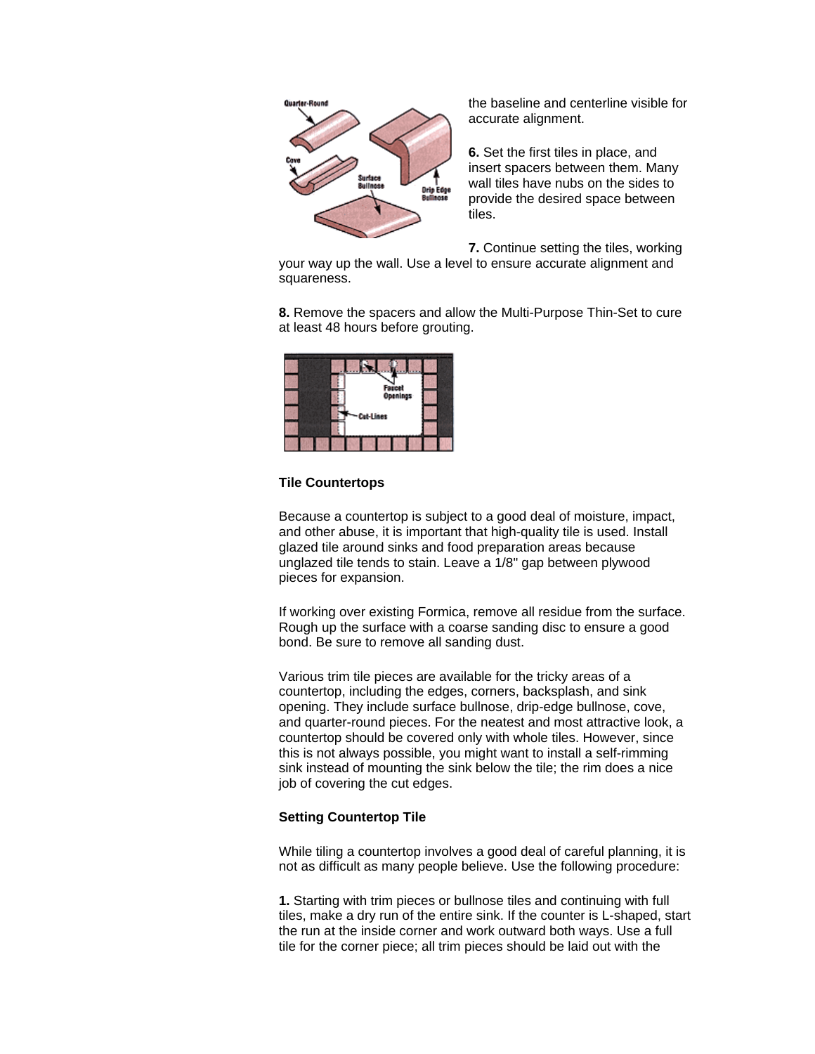the baseline and centerline visible for accurate alignment.

**6.** Set the first tiles in place, and insert spacers between them. Many wall tiles have nubs on the sides to provide the desired space between tiles.

**7.** Continue setting the tiles, working your way up the wall. Use a level to ensure accurate alignment and squareness.

**8.** Remove the spacers and allow the Multi-Purpose Thin-Set to cure at least 48 hours before grouting.

**Tile Countertops**

Because a countertop is subject to a good deal of moisture, impact, and other abuse, it is important that high-quality tile is used. Install glazed tile around sinks and food preparation areas because unglazed tile tends to stain. Leave a 1/8" gap between plywood pieces for expansion.

If working over existing Formica, remove all residue from the surface. Rough up the surface with a coarse sanding disc to ensure a good bond. Be sure to remove all sanding dust.

Various trim tile pieces are available for the tricky areas of a countertop, including the edges, corners, backsplash, and sink opening. They include surface bullnose, drip-edge bullnose, cove, and quarter-round pieces. For the neatest and most attractive look, a countertop should be covered only with whole tiles. However, since this is not always possible, you might want to install a self-rimming sink instead of mounting the sink below the tile; the rim does a nice job of covering the cut edges.

**Setting Countertop Tile**

While tiling a countertop involves a good deal of careful planning, it is not as difficult as many people believe. Use the following procedure:

**1.** Starting with trim pieces or bullnose tiles and continuing with full tiles, make a dry run of the entire sink. If the counter is L-shaped, start the run at the inside corner and work outward both ways. Use a full tile for the corner piece; all trim pieces should be laid out with the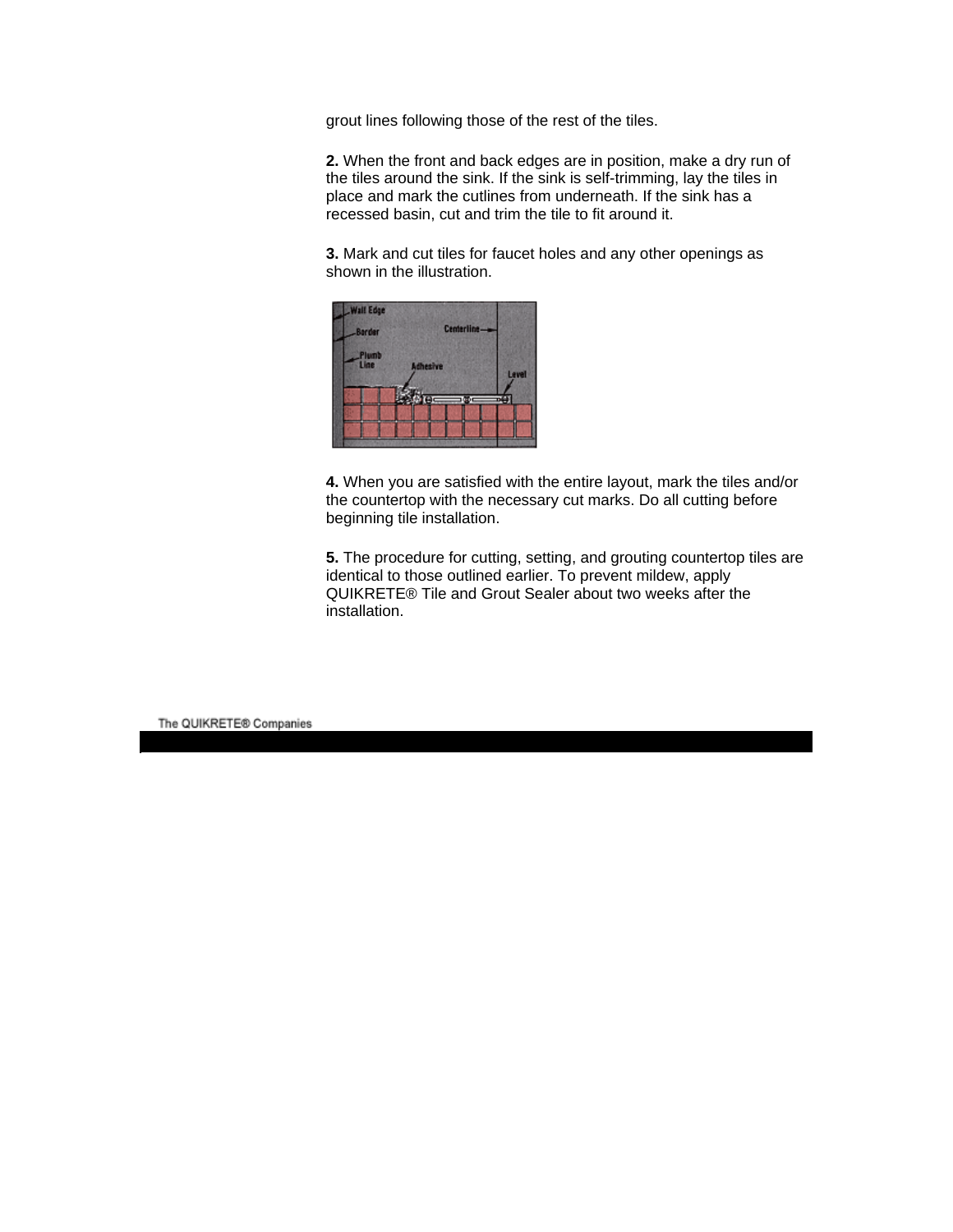grout lines following those of the rest of the tiles.

**2.** When the front and back edges are in position, make a dry run of the tiles around the sink. If the sink is self-trimming, lay the tiles in place and mark the cutlines from underneath. If the sink has a recessed basin, cut and trim the tile to fit around it.

**3.** Mark and cut tiles for faucet holes and any other openings as shown in the illustration.

Wall Edge

Border

Plumb Line

Adhesive

Centerline

Level

**4.** When you are satisfied with the entire layout, mark the tiles and/or the countertop with the necessary cut marks. Do all cutting before beginning tile installation.

**5.** The procedure for cutting, setting, and grouting countertop tiles are identical to those outlined earlier. To prevent mildew, apply QUIKRETE® Tile and Grout Sealer about two weeks after the installation.